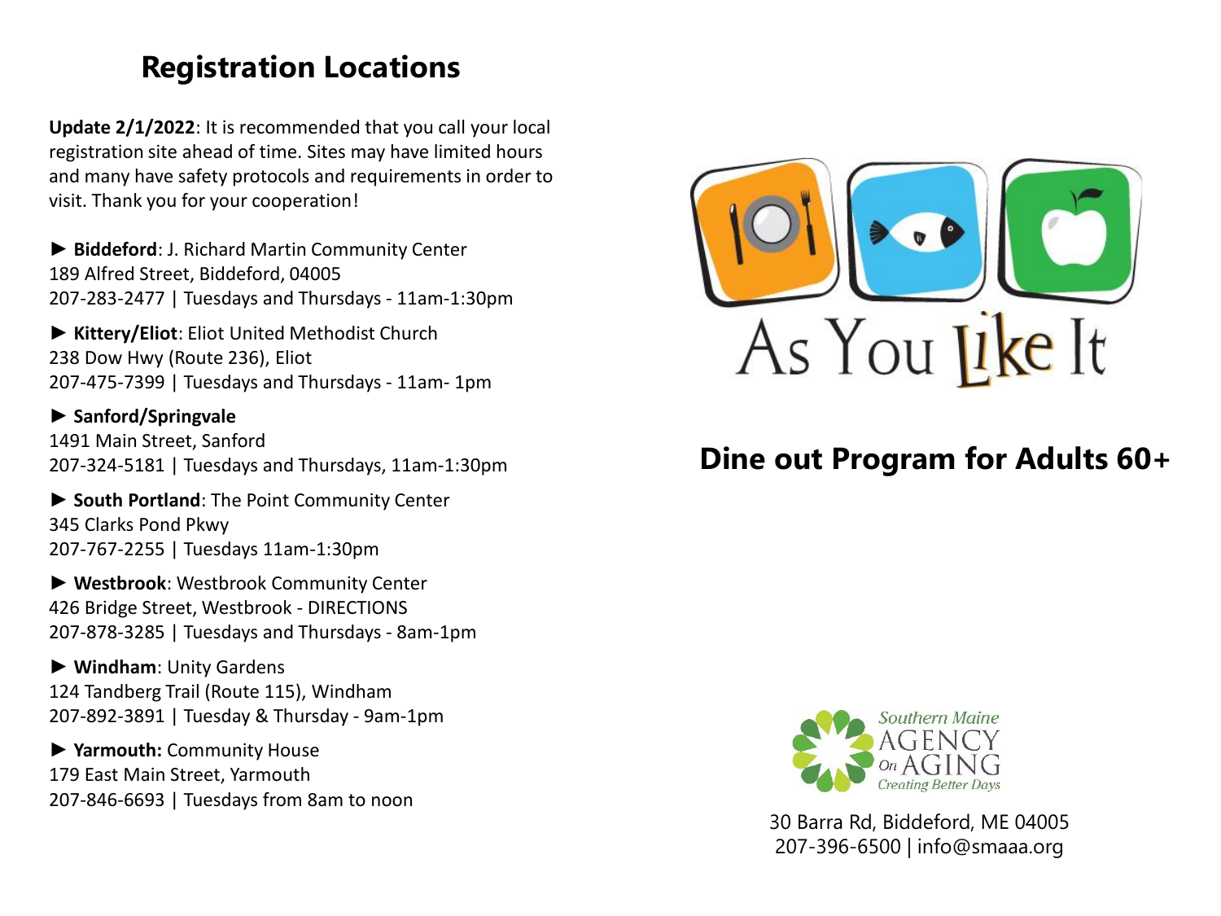## Registration Locations

**Update 2/1/2022**: It is recommended that you call your local registration site ahead of time. Sites may have limited hours and many have safety protocols and requirements in order to visit. Thank you for your cooperation!

► **Biddeford**: J. Richard Martin Community Center
189 Alfred Street, Biddeford, 04005
207-283-2477 | Tuesdays and Thursdays - 11am-1:30pm

► **Kittery/Eliot**: Eliot United Methodist Church
238 Dow Hwy (Route 236), Eliot
207-475-7399 | Tuesdays and Thursdays - 11am- 1pm

► **Sanford/Springvale**
1491 Main Street, Sanford
207-324-5181 | Tuesdays and Thursdays, 11am-1:30pm

► **South Portland**: The Point Community Center
345 Clarks Pond Pkwy
207-767-2255 | Tuesdays 11am-1:30pm

► **Westbrook**: Westbrook Community Center
426 Bridge Street, Westbrook - DIRECTIONS
207-878-3285 | Tuesdays and Thursdays - 8am-1pm

► **Windham**: Unity Gardens
124 Tandberg Trail (Route 115), Windham
207-892-3891 | Tuesday & Thursday - 9am-1pm

► **Yarmouth:** Community House
179 East Main Street, Yarmouth
207-846-6693 | Tuesdays from 8am to noon

As You Like It

## Dine out Program for Adults 60+

Southern Maine AGENCY On AGING
*Creating Better Days*

30 Barra Rd, Biddeford, ME 04005
207-396-6500 | info@smaaa.org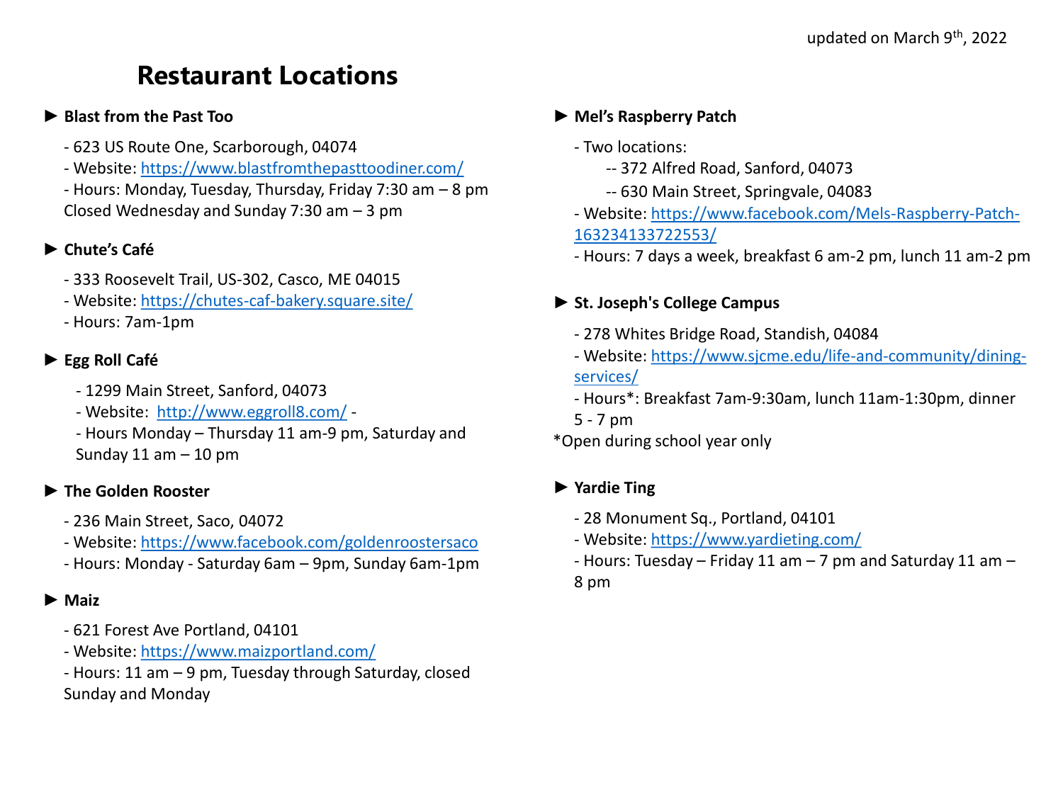updated on March 9th, 2022

# Restaurant Locations

► **Blast from the Past Too**

- 623 US Route One, Scarborough, 04074
- Website: https://www.blastfromthepasttoodiner.com/
- Hours: Monday, Tuesday, Thursday, Friday 7:30 am – 8 pm Closed Wednesday and Sunday 7:30 am – 3 pm

► **Chute's Café**

- 333 Roosevelt Trail, US-302, Casco, ME 04015
- Website: https://chutes-caf-bakery.square.site/
- Hours: 7am-1pm

► **Egg Roll Café**

- 1299 Main Street, Sanford, 04073
- Website: http://www.eggroll8.com/ -
- Hours Monday – Thursday 11 am-9 pm, Saturday and Sunday 11 am – 10 pm

► **The Golden Rooster**

- 236 Main Street, Saco, 04072
- Website: https://www.facebook.com/goldenroostersaco
- Hours: Monday - Saturday 6am – 9pm, Sunday 6am-1pm

► **Maiz**

- 621 Forest Ave Portland, 04101
- Website: https://www.maizportland.com/
- Hours: 11 am – 9 pm, Tuesday through Saturday, closed Sunday and Monday

► **Mel's Raspberry Patch**

- Two locations:
  - -- 372 Alfred Road, Sanford, 04073
  - -- 630 Main Street, Springvale, 04083
- Website: https://www.facebook.com/Mels-Raspberry-Patch-163234133722553/
- Hours: 7 days a week, breakfast 6 am-2 pm, lunch 11 am-2 pm

► **St. Joseph's College Campus**

- 278 Whites Bridge Road, Standish, 04084
- Website: https://www.sjcme.edu/life-and-community/dining-services/
- Hours*: Breakfast 7am-9:30am, lunch 11am-1:30pm, dinner 5 - 7 pm

*Open during school year only

► **Yardie Ting**

- 28 Monument Sq., Portland, 04101
- Website: https://www.yardieting.com/
- Hours: Tuesday – Friday 11 am – 7 pm and Saturday 11 am – 8 pm